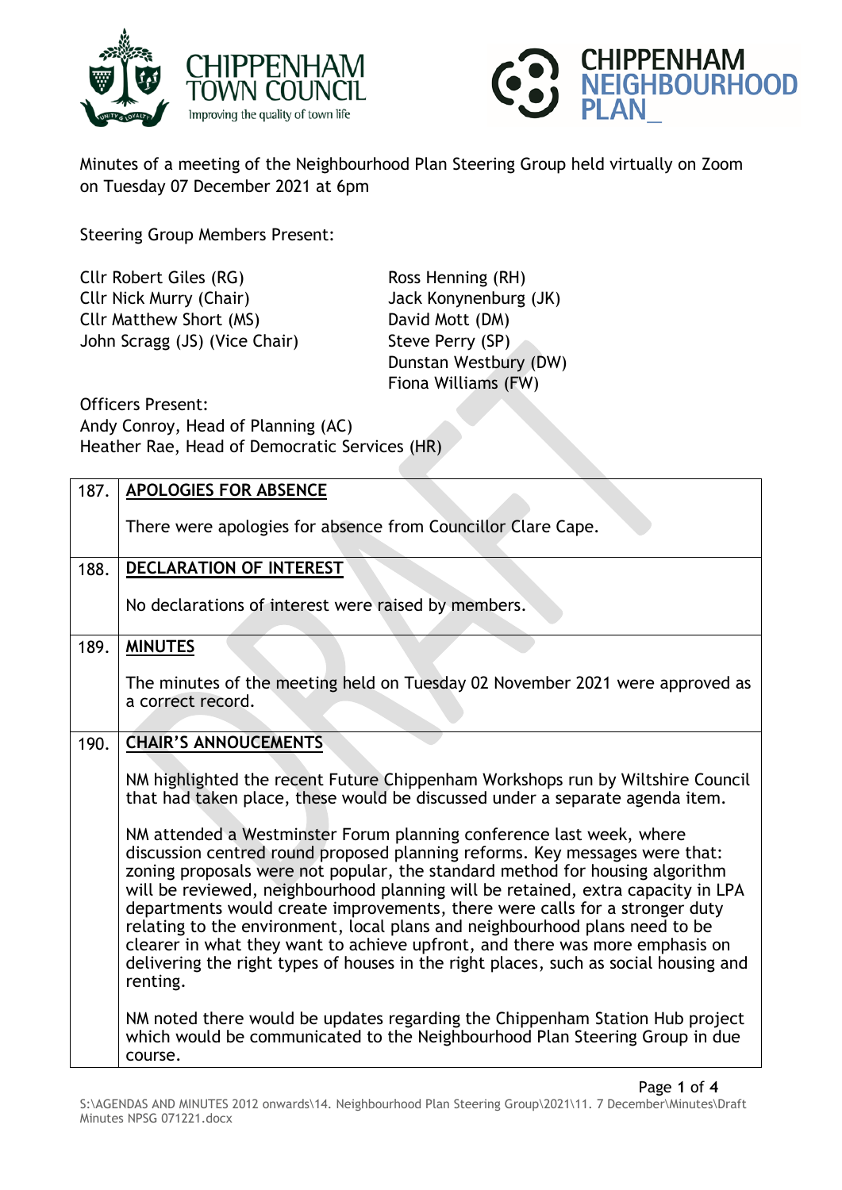Minutes of a meeting of the Neighbourhood Plan Steering Group held virtually on Zoom on Tuesday 07 December 2021 at 6pm

Steering Group Members Present:

Cllr Robert Giles (RG)
Cllr Nick Murry (Chair)
Cllr Matthew Short (MS)
John Scragg (JS) (Vice Chair)
Ross Henning (RH)
Jack Konynenburg (JK)
David Mott (DM)
Steve Perry (SP)
Dunstan Westbury (DW)
Fiona Williams (FW)

Officers Present:
Andy Conroy, Head of Planning (AC)
Heather Rae, Head of Democratic Services (HR)

| | |
|---|---|
| 187. | **APOLOGIES FOR ABSENCE**<br><br>There were apologies for absence from Councillor Clare Cape. |
| 188. | **DECLARATION OF INTEREST**<br><br>No declarations of interest were raised by members. |
| 189. | **MINUTES**<br><br>The minutes of the meeting held on Tuesday 02 November 2021 were approved as a correct record. |
| 190. | **CHAIR'S ANNOUCEMENTS**<br><br>NM highlighted the recent Future Chippenham Workshops run by Wiltshire Council that had taken place, these would be discussed under a separate agenda item.<br><br>NM attended a Westminster Forum planning conference last week, where discussion centred round proposed planning reforms. Key messages were that: zoning proposals were not popular, the standard method for housing algorithm will be reviewed, neighbourhood planning will be retained, extra capacity in LPA departments would create improvements, there were calls for a stronger duty relating to the environment, local plans and neighbourhood plans need to be clearer in what they want to achieve upfront, and there was more emphasis on delivering the right types of houses in the right places, such as social housing and renting.<br><br>NM noted there would be updates regarding the Chippenham Station Hub project which would be communicated to the Neighbourhood Plan Steering Group in due course. |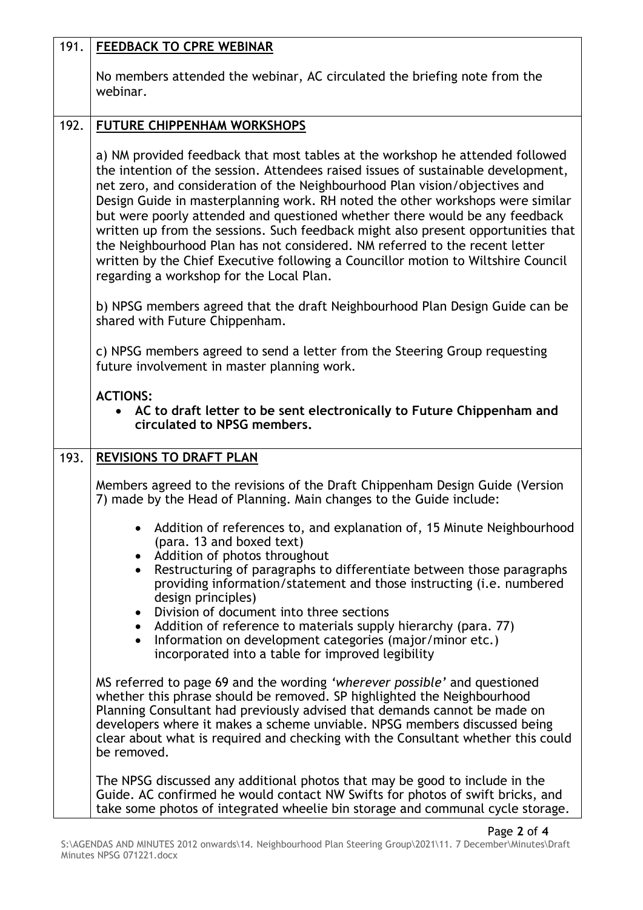| | |
|---|---|
| 191. | **FEEDBACK TO CPRE WEBINAR**<br><br>No members attended the webinar, AC circulated the briefing note from the webinar. |
| 192. | **FUTURE CHIPPENHAM WORKSHOPS**<br><br>a) NM provided feedback that most tables at the workshop he attended followed the intention of the session. Attendees raised issues of sustainable development, net zero, and consideration of the Neighbourhood Plan vision/objectives and Design Guide in masterplanning work. RH noted the other workshops were similar but were poorly attended and questioned whether there would be any feedback written up from the sessions. Such feedback might also present opportunities that the Neighbourhood Plan has not considered. NM referred to the recent letter written by the Chief Executive following a Councillor motion to Wiltshire Council regarding a workshop for the Local Plan.<br><br>b) NPSG members agreed that the draft Neighbourhood Plan Design Guide can be shared with Future Chippenham.<br><br>c) NPSG members agreed to send a letter from the Steering Group requesting future involvement in master planning work.<br><br>**ACTIONS:**<br>• **AC to draft letter to be sent electronically to Future Chippenham and circulated to NPSG members.** |
| 193. | **REVISIONS TO DRAFT PLAN**<br><br>Members agreed to the revisions of the Draft Chippenham Design Guide (Version 7) made by the Head of Planning. Main changes to the Guide include:<br><br>• Addition of references to, and explanation of, 15 Minute Neighbourhood (para. 13 and boxed text)<br>• Addition of photos throughout<br>• Restructuring of paragraphs to differentiate between those paragraphs providing information/statement and those instructing (i.e. numbered design principles)<br>• Division of document into three sections<br>• Addition of reference to materials supply hierarchy (para. 77)<br>• Information on development categories (major/minor etc.) incorporated into a table for improved legibility<br><br>MS referred to page 69 and the wording *'wherever possible'* and questioned whether this phrase should be removed. SP highlighted the Neighbourhood Planning Consultant had previously advised that demands cannot be made on developers where it makes a scheme unviable. NPSG members discussed being clear about what is required and checking with the Consultant whether this could be removed.<br><br>The NPSG discussed any additional photos that may be good to include in the Guide. AC confirmed he would contact NW Swifts for photos of swift bricks, and take some photos of integrated wheelie bin storage and communal cycle storage. |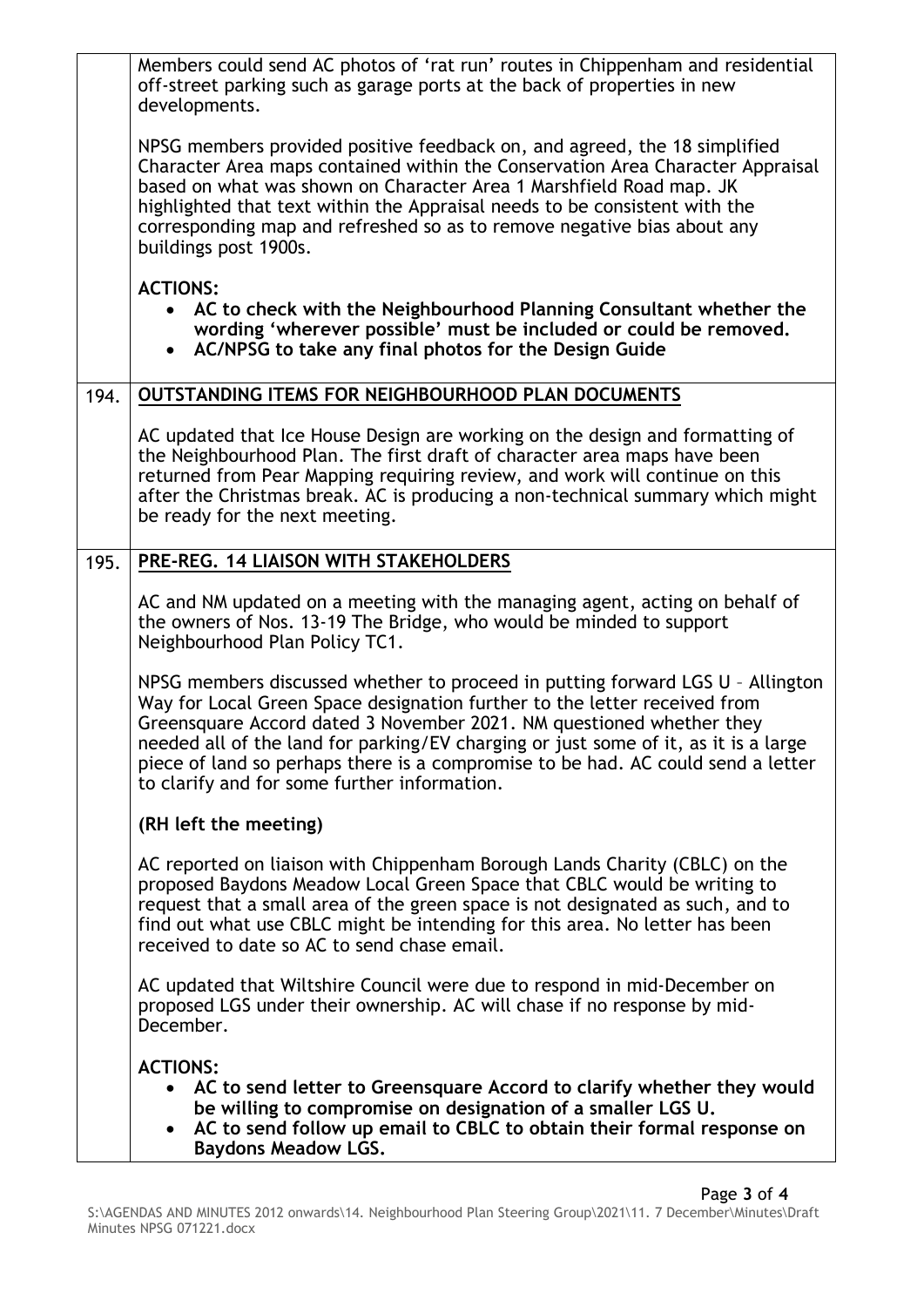| | |
|---|---|
| | Members could send AC photos of 'rat run' routes in Chippenham and residential off-street parking such as garage ports at the back of properties in new developments.<br><br>NPSG members provided positive feedback on, and agreed, the 18 simplified Character Area maps contained within the Conservation Area Character Appraisal based on what was shown on Character Area 1 Marshfield Road map. JK highlighted that text within the Appraisal needs to be consistent with the corresponding map and refreshed so as to remove negative bias about any buildings post 1900s.<br><br>**ACTIONS:**<br>• **AC to check with the Neighbourhood Planning Consultant whether the wording 'wherever possible' must be included or could be removed.**<br>• **AC/NPSG to take any final photos for the Design Guide** |
| 194. | **OUTSTANDING ITEMS FOR NEIGHBOURHOOD PLAN DOCUMENTS**<br><br>AC updated that Ice House Design are working on the design and formatting of the Neighbourhood Plan. The first draft of character area maps have been returned from Pear Mapping requiring review, and work will continue on this after the Christmas break. AC is producing a non-technical summary which might be ready for the next meeting. |
| 195. | **PRE-REG. 14 LIAISON WITH STAKEHOLDERS**<br><br>AC and NM updated on a meeting with the managing agent, acting on behalf of the owners of Nos. 13-19 The Bridge, who would be minded to support Neighbourhood Plan Policy TC1.<br><br>NPSG members discussed whether to proceed in putting forward LGS U – Allington Way for Local Green Space designation further to the letter received from Greensquare Accord dated 3 November 2021. NM questioned whether they needed all of the land for parking/EV charging or just some of it, as it is a large piece of land so perhaps there is a compromise to be had. AC could send a letter to clarify and for some further information.<br><br>**(RH left the meeting)**<br><br>AC reported on liaison with Chippenham Borough Lands Charity (CBLC) on the proposed Baydons Meadow Local Green Space that CBLC would be writing to request that a small area of the green space is not designated as such, and to find out what use CBLC might be intending for this area. No letter has been received to date so AC to send chase email.<br><br>AC updated that Wiltshire Council were due to respond in mid-December on proposed LGS under their ownership. AC will chase if no response by mid-December.<br><br>**ACTIONS:**<br>• **AC to send letter to Greensquare Accord to clarify whether they would be willing to compromise on designation of a smaller LGS U.**<br>• **AC to send follow up email to CBLC to obtain their formal response on Baydons Meadow LGS.** |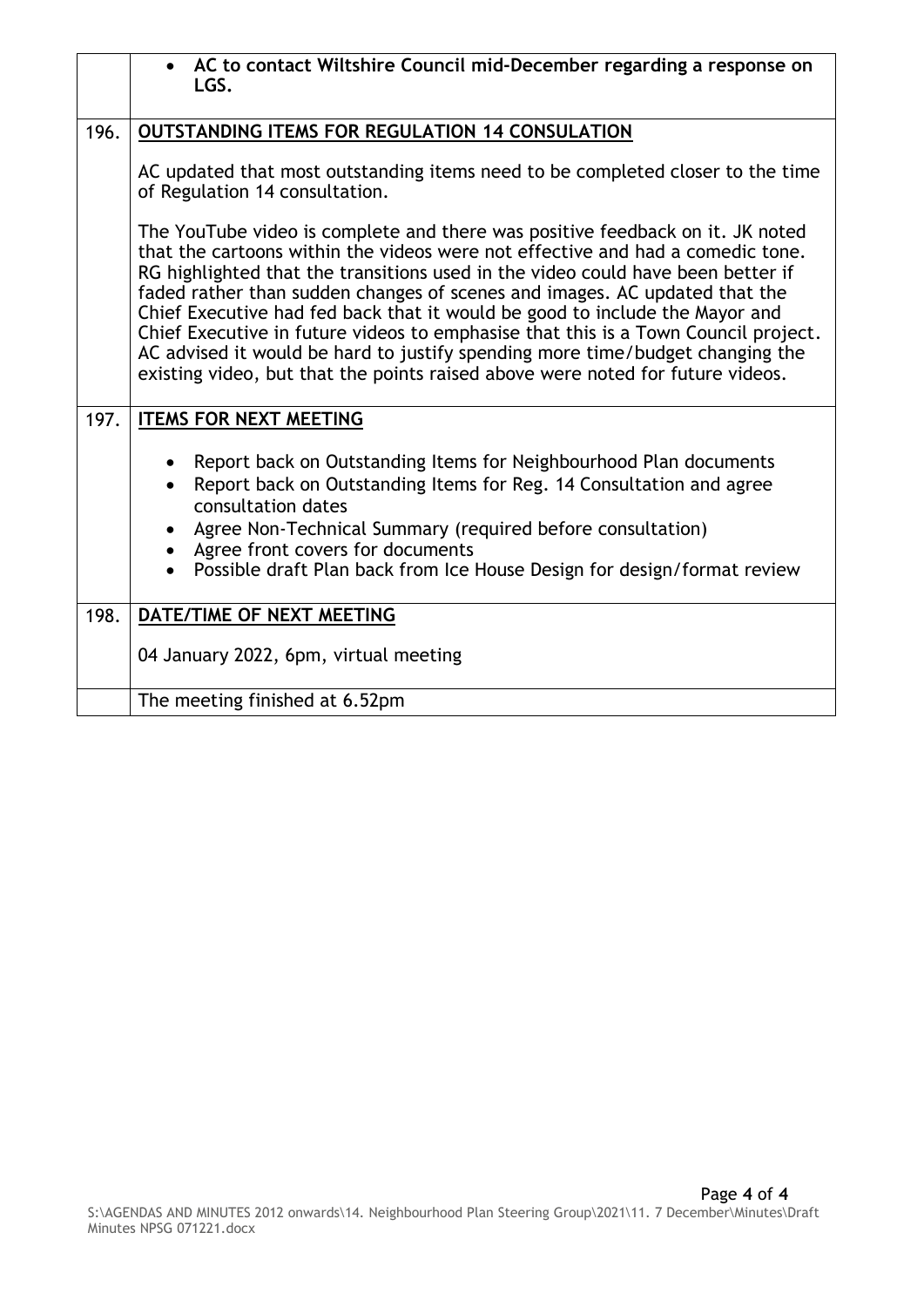| | |
|---|---|
| | • **AC to contact Wiltshire Council mid-December regarding a response on LGS.** |
| 196. | **OUTSTANDING ITEMS FOR REGULATION 14 CONSULATION**<br><br>AC updated that most outstanding items need to be completed closer to the time of Regulation 14 consultation.<br><br>The YouTube video is complete and there was positive feedback on it. JK noted that the cartoons within the videos were not effective and had a comedic tone. RG highlighted that the transitions used in the video could have been better if faded rather than sudden changes of scenes and images. AC updated that the Chief Executive had fed back that it would be good to include the Mayor and Chief Executive in future videos to emphasise that this is a Town Council project. AC advised it would be hard to justify spending more time/budget changing the existing video, but that the points raised above were noted for future videos. |
| 197. | **ITEMS FOR NEXT MEETING**<br><br>• Report back on Outstanding Items for Neighbourhood Plan documents<br>• Report back on Outstanding Items for Reg. 14 Consultation and agree consultation dates<br>• Agree Non-Technical Summary (required before consultation)<br>• Agree front covers for documents<br>• Possible draft Plan back from Ice House Design for design/format review |
| 198. | **DATE/TIME OF NEXT MEETING**<br><br>04 January 2022, 6pm, virtual meeting |
| | The meeting finished at 6.52pm |

S:\AGENDAS AND MINUTES 2012 onwards\14. Neighbourhood Plan Steering Group\2021\11. 7 December\Minutes\Draft Minutes NPSG 071221.docx